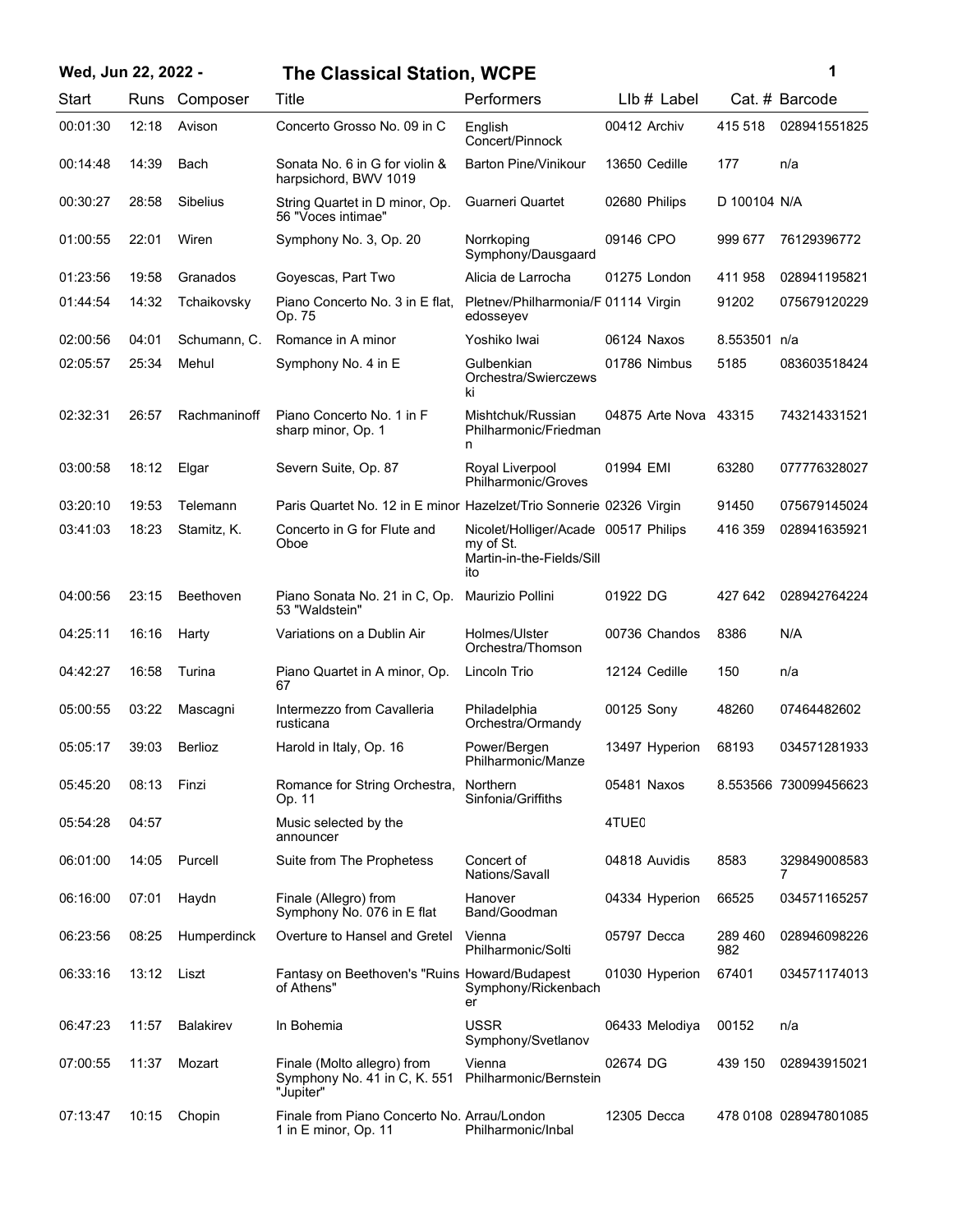# The Classical Station, WCPE

**Wed, Jun 22, 2022 -**

| Start | Runs | Composer | Title | Performers | LIb # | Label | Cat. # | Barcode |
|---|---|---|---|---|---|---|---|---|
| 00:01:30 | 12:18 | Avison | Concerto Grosso No. 09 in C | English Concert/Pinnock | 00412 | Archiv | 415 518 | 028941551825 |
| 00:14:48 | 14:39 | Bach | Sonata No. 6 in G for violin & harpsichord, BWV 1019 | Barton Pine/Vinikour | 13650 | Cedille | 177 | n/a |
| 00:30:27 | 28:58 | Sibelius | String Quartet in D minor, Op. 56 "Voces intimae" | Guarneri Quartet | 02680 | Philips | D 100104 | N/A |
| 01:00:55 | 22:01 | Wiren | Symphony No. 3, Op. 20 | Norrkoping Symphony/Dausgaard | 09146 | CPO | 999 677 | 76129396772 |
| 01:23:56 | 19:58 | Granados | Goyescas, Part Two | Alicia de Larrocha | 01275 | London | 411 958 | 028941195821 |
| 01:44:54 | 14:32 | Tchaikovsky | Piano Concerto No. 3 in E flat, Op. 75 | Pletnev/Philharmonia/Fedosseyev | 01114 | Virgin | 91202 | 075679120229 |
| 02:00:56 | 04:01 | Schumann, C. | Romance in A minor | Yoshiko Iwai | 06124 | Naxos | 8.553501 | n/a |
| 02:05:57 | 25:34 | Mehul | Symphony No. 4 in E | Gulbenkian Orchestra/Swierczewski | 01786 | Nimbus | 5185 | 083603518424 |
| 02:32:31 | 26:57 | Rachmaninoff | Piano Concerto No. 1 in F sharp minor, Op. 1 | Mishtchuk/Russian Philharmonic/Friedmann | 04875 | Arte Nova | 43315 | 743214331521 |
| 03:00:58 | 18:12 | Elgar | Severn Suite, Op. 87 | Royal Liverpool Philharmonic/Groves | 01994 | EMI | 63280 | 077776328027 |
| 03:20:10 | 19:53 | Telemann | Paris Quartet No. 12 in E minor | Hazelzet/Trio Sonnerie | 02326 | Virgin | 91450 | 075679145024 |
| 03:41:03 | 18:23 | Stamitz, K. | Concerto in G for Flute and Oboe | Nicolet/Holliger/Academy of St. Martin-in-the-Fields/Sillito | 00517 | Philips | 416 359 | 028941635921 |
| 04:00:56 | 23:15 | Beethoven | Piano Sonata No. 21 in C, Op. 53 "Waldstein" | Maurizio Pollini | 01922 | DG | 427 642 | 028942764224 |
| 04:25:11 | 16:16 | Harty | Variations on a Dublin Air | Holmes/Ulster Orchestra/Thomson | 00736 | Chandos | 8386 | N/A |
| 04:42:27 | 16:58 | Turina | Piano Quartet in A minor, Op. 67 | Lincoln Trio | 12124 | Cedille | 150 | n/a |
| 05:00:55 | 03:22 | Mascagni | Intermezzo from Cavalleria rusticana | Philadelphia Orchestra/Ormandy | 00125 | Sony | 48260 | 07464482602 |
| 05:05:17 | 39:03 | Berlioz | Harold in Italy, Op. 16 | Power/Bergen Philharmonic/Manze | 13497 | Hyperion | 68193 | 034571281933 |
| 05:45:20 | 08:13 | Finzi | Romance for String Orchestra, Op. 11 | Northern Sinfonia/Griffiths | 05481 | Naxos | 8.553566 | 730099456623 |
| 05:54:28 | 04:57 | | Music selected by the announcer | | 4TUE0 | | | |
| 06:01:00 | 14:05 | Purcell | Suite from The Prophetess | Concert of Nations/Savall | 04818 | Auvidis | 8583 | 3298490085837 |
| 06:16:00 | 07:01 | Haydn | Finale (Allegro) from Symphony No. 076 in E flat | Hanover Band/Goodman | 04334 | Hyperion | 66525 | 034571165257 |
| 06:23:56 | 08:25 | Humperdinck | Overture to Hansel and Gretel | Vienna Philharmonic/Solti | 05797 | Decca | 289 460 982 | 028946098226 |
| 06:33:16 | 13:12 | Liszt | Fantasy on Beethoven's "Ruins of Athens" | Howard/Budapest Symphony/Rickenbacher | 01030 | Hyperion | 67401 | 034571174013 |
| 06:47:23 | 11:57 | Balakirev | In Bohemia | USSR Symphony/Svetlanov | 06433 | Melodiya | 00152 | n/a |
| 07:00:55 | 11:37 | Mozart | Finale (Molto allegro) from Symphony No. 41 in C, K. 551 "Jupiter" | Vienna Philharmonic/Bernstein | 02674 | DG | 439 150 | 028943915021 |
| 07:13:47 | 10:15 | Chopin | Finale from Piano Concerto No. 1 in E minor, Op. 11 | Arrau/London Philharmonic/Inbal | 12305 | Decca | 478 0108 | 028947801085 |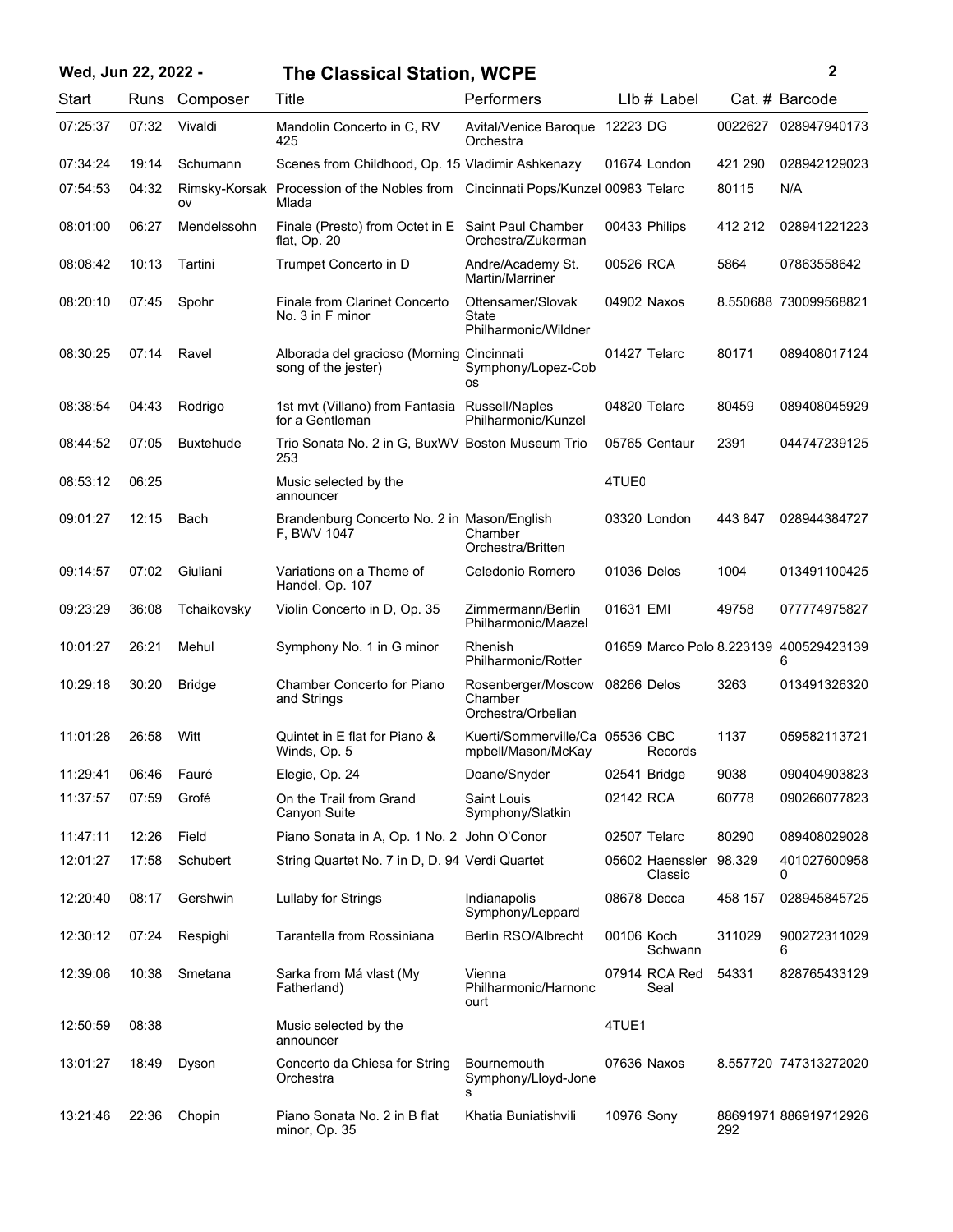| Start | Runs | Composer | Title | Performers | LIb # | Label | Cat. # | Barcode |
|---|---|---|---|---|---|---|---|---|
| 07:25:37 | 07:32 | Vivaldi | Mandolin Concerto in C, RV 425 | Avital/Venice Baroque Orchestra | 12223 | DG | 0022627 | 028947940173 |
| 07:34:24 | 19:14 | Schumann | Scenes from Childhood, Op. 15 | Vladimir Ashkenazy | 01674 | London | 421 290 | 028942129023 |
| 07:54:53 | 04:32 | Rimsky-Korsakov | Procession of the Nobles from Mlada | Cincinnati Pops/Kunzel | 00983 | Telarc | 80115 | N/A |
| 08:01:00 | 06:27 | Mendelssohn | Finale (Presto) from Octet in E flat, Op. 20 | Saint Paul Chamber Orchestra/Zukerman | 00433 | Philips | 412 212 | 028941221223 |
| 08:08:42 | 10:13 | Tartini | Trumpet Concerto in D | Andre/Academy St. Martin/Marriner | 00526 | RCA | 5864 | 07863558642 |
| 08:20:10 | 07:45 | Spohr | Finale from Clarinet Concerto No. 3 in F minor | Ottensamer/Slovak State Philharmonic/Wildner | 04902 | Naxos | 8.550688 | 730099568821 |
| 08:30:25 | 07:14 | Ravel | Alborada del gracioso (Morning song of the jester) | Cincinnati Symphony/Lopez-Cobos | 01427 | Telarc | 80171 | 089408017124 |
| 08:38:54 | 04:43 | Rodrigo | 1st mvt (Villano) from Fantasia for a Gentleman | Russell/Naples Philharmonic/Kunzel | 04820 | Telarc | 80459 | 089408045929 |
| 08:44:52 | 07:05 | Buxtehude | Trio Sonata No. 2 in G, BuxWV 253 | Boston Museum Trio | 05765 | Centaur | 2391 | 044747239125 |
| 08:53:12 | 06:25 | | Music selected by the announcer | | 4TUE0 | | | |
| 09:01:27 | 12:15 | Bach | Brandenburg Concerto No. 2 in F, BWV 1047 | Mason/English Chamber Orchestra/Britten | 03320 | London | 443 847 | 028944384727 |
| 09:14:57 | 07:02 | Giuliani | Variations on a Theme of Handel, Op. 107 | Celedonio Romero | 01036 | Delos | 1004 | 013491100425 |
| 09:23:29 | 36:08 | Tchaikovsky | Violin Concerto in D, Op. 35 | Zimmermann/Berlin Philharmonic/Maazel | 01631 | EMI | 49758 | 077774975827 |
| 10:01:27 | 26:21 | Mehul | Symphony No. 1 in G minor | Rhenish Philharmonic/Rotter | 01659 | Marco Polo | 8.223139 | 4005294231396 |
| 10:29:18 | 30:20 | Bridge | Chamber Concerto for Piano and Strings | Rosenberger/Moscow Chamber Orchestra/Orbelian | 08266 | Delos | 3263 | 013491326320 |
| 11:01:28 | 26:58 | Witt | Quintet in E flat for Piano & Winds, Op. 5 | Kuerti/Sommerville/Campbell/Mason/McKay | 05536 | CBC Records | 1137 | 059582113721 |
| 11:29:41 | 06:46 | Fauré | Elegie, Op. 24 | Doane/Snyder | 02541 | Bridge | 9038 | 090404903823 |
| 11:37:57 | 07:59 | Grofé | On the Trail from Grand Canyon Suite | Saint Louis Symphony/Slatkin | 02142 | RCA | 60778 | 090266077823 |
| 11:47:11 | 12:26 | Field | Piano Sonata in A, Op. 1 No. 2 | John O'Conor | 02507 | Telarc | 80290 | 089408029028 |
| 12:01:27 | 17:58 | Schubert | String Quartet No. 7 in D, D. 94 | Verdi Quartet | 05602 | Haenssler Classic | 98.329 | 4010276009580 |
| 12:20:40 | 08:17 | Gershwin | Lullaby for Strings | Indianapolis Symphony/Leppard | 08678 | Decca | 458 157 | 028945845725 |
| 12:30:12 | 07:24 | Respighi | Tarantella from Rossiniana | Berlin RSO/Albrecht | 00106 | Koch Schwann | 311029 | 9002723110296 |
| 12:39:06 | 10:38 | Smetana | Sarka from Má vlast (My Fatherland) | Vienna Philharmonic/Harnoncourt | 07914 | RCA Red Seal | 54331 | 828765433129 |
| 12:50:59 | 08:38 | | Music selected by the announcer | | 4TUE1 | | | |
| 13:01:27 | 18:49 | Dyson | Concerto da Chiesa for String Orchestra | Bournemouth Symphony/Lloyd-Jones | 07636 | Naxos | 8.557720 | 747313272020 |
| 13:21:46 | 22:36 | Chopin | Piano Sonata No. 2 in B flat minor, Op. 35 | Khatia Buniatishvili | 10976 | Sony | 88691971292 | 886919712926 |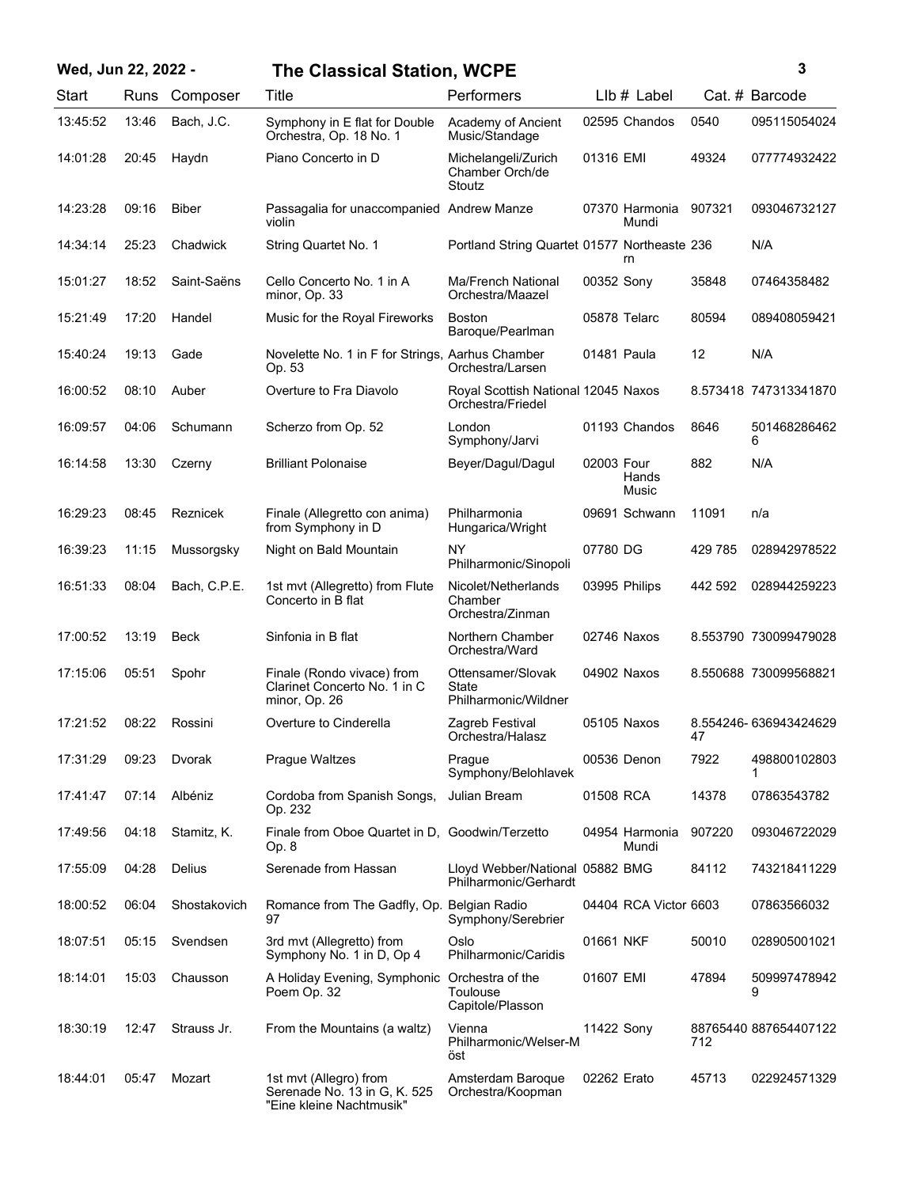| Start | Runs | Composer | Title | Performers | Llb # | Label | Cat. # | Barcode |
|---|---|---|---|---|---|---|---|---|
| 13:45:52 | 13:46 | Bach, J.C. | Symphony in E flat for Double Orchestra, Op. 18 No. 1 | Academy of Ancient Music/Standage | 02595 | Chandos | 0540 | 095115054024 |
| 14:01:28 | 20:45 | Haydn | Piano Concerto in D | Michelangeli/Zurich Chamber Orch/de Stoutz | 01316 | EMI | 49324 | 077774932422 |
| 14:23:28 | 09:16 | Biber | Passagalia for unaccompanied violin | Andrew Manze | 07370 | Harmonia Mundi | 907321 | 093046732127 |
| 14:34:14 | 25:23 | Chadwick | String Quartet No. 1 | Portland String Quartet | 01577 | Northeastern | 236 | N/A |
| 15:01:27 | 18:52 | Saint-Saëns | Cello Concerto No. 1 in A minor, Op. 33 | Ma/French National Orchestra/Maazel | 00352 | Sony | 35848 | 07464358482 |
| 15:21:49 | 17:20 | Handel | Music for the Royal Fireworks | Boston Baroque/Pearlman | 05878 | Telarc | 80594 | 089408059421 |
| 15:40:24 | 19:13 | Gade | Novelette No. 1 in F for Strings, Op. 53 | Aarhus Chamber Orchestra/Larsen | 01481 | Paula | 12 | N/A |
| 16:00:52 | 08:10 | Auber | Overture to Fra Diavolo | Royal Scottish National Orchestra/Friedel | 12045 | Naxos | 8.573418 | 747313341870 |
| 16:09:57 | 04:06 | Schumann | Scherzo from Op. 52 | London Symphony/Jarvi | 01193 | Chandos | 8646 | 5014682864626 |
| 16:14:58 | 13:30 | Czerny | Brilliant Polonaise | Beyer/Dagul/Dagul | 02003 | Four Hands Music | 882 | N/A |
| 16:29:23 | 08:45 | Reznicek | Finale (Allegretto con anima) from Symphony in D | Philharmonia Hungarica/Wright | 09691 | Schwann | 11091 | n/a |
| 16:39:23 | 11:15 | Mussorgsky | Night on Bald Mountain | NY Philharmonic/Sinopoli | 07780 | DG | 429 785 | 028942978522 |
| 16:51:33 | 08:04 | Bach, C.P.E. | 1st mvt (Allegretto) from Flute Concerto in B flat | Nicolet/Netherlands Chamber Orchestra/Zinman | 03995 | Philips | 442 592 | 028944259223 |
| 17:00:52 | 13:19 | Beck | Sinfonia in B flat | Northern Chamber Orchestra/Ward | 02746 | Naxos | 8.553790 | 730099479028 |
| 17:15:06 | 05:51 | Spohr | Finale (Rondo vivace) from Clarinet Concerto No. 1 in C minor, Op. 26 | Ottensamer/Slovak State Philharmonic/Wildner | 04902 | Naxos | 8.550688 | 730099568821 |
| 17:21:52 | 08:22 | Rossini | Overture to Cinderella | Zagreb Festival Orchestra/Halasz | 05105 | Naxos | 8.554246-47 | 636943424629 |
| 17:31:29 | 09:23 | Dvorak | Prague Waltzes | Prague Symphony/Belohlavek | 00536 | Denon | 7922 | 4988001028031 |
| 17:41:47 | 07:14 | Albéniz | Cordoba from Spanish Songs, Op. 232 | Julian Bream | 01508 | RCA | 14378 | 07863543782 |
| 17:49:56 | 04:18 | Stamitz, K. | Finale from Oboe Quartet in D, Op. 8 | Goodwin/Terzetto | 04954 | Harmonia Mundi | 907220 | 093046722029 |
| 17:55:09 | 04:28 | Delius | Serenade from Hassan | Lloyd Webber/National Philharmonic/Gerhardt | 05882 | BMG | 84112 | 743218411229 |
| 18:00:52 | 06:04 | Shostakovich | Romance from The Gadfly, Op. 97 | Belgian Radio Symphony/Serebrier | 04404 | RCA Victor | 6603 | 07863566032 |
| 18:07:51 | 05:15 | Svendsen | 3rd mvt (Allegretto) from Symphony No. 1 in D, Op 4 | Oslo Philharmonic/Caridis | 01661 | NKF | 50010 | 028905001021 |
| 18:14:01 | 15:03 | Chausson | A Holiday Evening, Symphonic Poem Op. 32 | Orchestra of the Toulouse Capitole/Plasson | 01607 | EMI | 47894 | 5099974789429 |
| 18:30:19 | 12:47 | Strauss Jr. | From the Mountains (a waltz) | Vienna Philharmonic/Welser-Möst | 11422 | Sony | 88765440712 | 887654407122 |
| 18:44:01 | 05:47 | Mozart | 1st mvt (Allegro) from Serenade No. 13 in G, K. 525 "Eine kleine Nachtmusik" | Amsterdam Baroque Orchestra/Koopman | 02262 | Erato | 45713 | 022924571329 |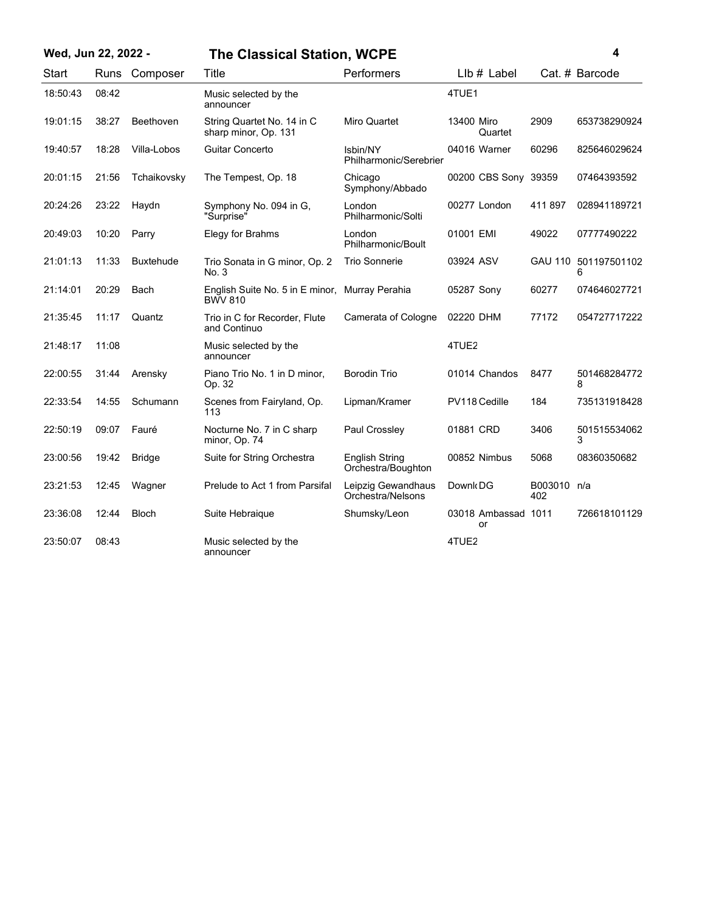**Wed, Jun 22, 2022 -** **The Classical Station, WCPE**

| Start | Runs | Composer | Title | Performers | LIb # | Label | Cat. # | Barcode |
|---|---|---|---|---|---|---|---|---|
| 18:50:43 | 08:42 | | Music selected by the announcer | | 4TUE1 | | | |
| 19:01:15 | 38:27 | Beethoven | String Quartet No. 14 in C sharp minor, Op. 131 | Miro Quartet | 13400 | Miro Quartet | 2909 | 653738290924 |
| 19:40:57 | 18:28 | Villa-Lobos | Guitar Concerto | Isbin/NY Philharmonic/Serebrier | 04016 | Warner | 60296 | 825646029624 |
| 20:01:15 | 21:56 | Tchaikovsky | The Tempest, Op. 18 | Chicago Symphony/Abbado | 00200 | CBS Sony | 39359 | 07464393592 |
| 20:24:26 | 23:22 | Haydn | Symphony No. 094 in G, "Surprise" | London Philharmonic/Solti | 00277 | London | 411 897 | 028941189721 |
| 20:49:03 | 10:20 | Parry | Elegy for Brahms | London Philharmonic/Boult | 01001 | EMI | 49022 | 07777490222 |
| 21:01:13 | 11:33 | Buxtehude | Trio Sonata in G minor, Op. 2 No. 3 | Trio Sonnerie | 03924 | ASV | GAU 110 | 5011975011026 |
| 21:14:01 | 20:29 | Bach | English Suite No. 5 in E minor, BWV 810 | Murray Perahia | 05287 | Sony | 60277 | 074646027721 |
| 21:35:45 | 11:17 | Quantz | Trio in C for Recorder, Flute and Continuo | Camerata of Cologne | 02220 | DHM | 77172 | 054727717222 |
| 21:48:17 | 11:08 | | Music selected by the announcer | | 4TUE2 | | | |
| 22:00:55 | 31:44 | Arensky | Piano Trio No. 1 in D minor, Op. 32 | Borodin Trio | 01014 | Chandos | 8477 | 5014682847728 |
| 22:33:54 | 14:55 | Schumann | Scenes from Fairyland, Op. 113 | Lipman/Kramer | PV118 | Cedille | 184 | 735131918428 |
| 22:50:19 | 09:07 | Fauré | Nocturne No. 7 in C sharp minor, Op. 74 | Paul Crossley | 01881 | CRD | 3406 | 5015155340623 |
| 23:00:56 | 19:42 | Bridge | Suite for String Orchestra | English String Orchestra/Boughton | 00852 | Nimbus | 5068 | 08360350682 |
| 23:21:53 | 12:45 | Wagner | Prelude to Act 1 from Parsifal | Leipzig Gewandhaus Orchestra/Nelsons | Downl | DG | B003010402 | n/a |
| 23:36:08 | 12:44 | Bloch | Suite Hebraique | Shumsky/Leon | 03018 | Ambassador | 1011 | 726618101129 |
| 23:50:07 | 08:43 | | Music selected by the announcer | | 4TUE2 | | | |